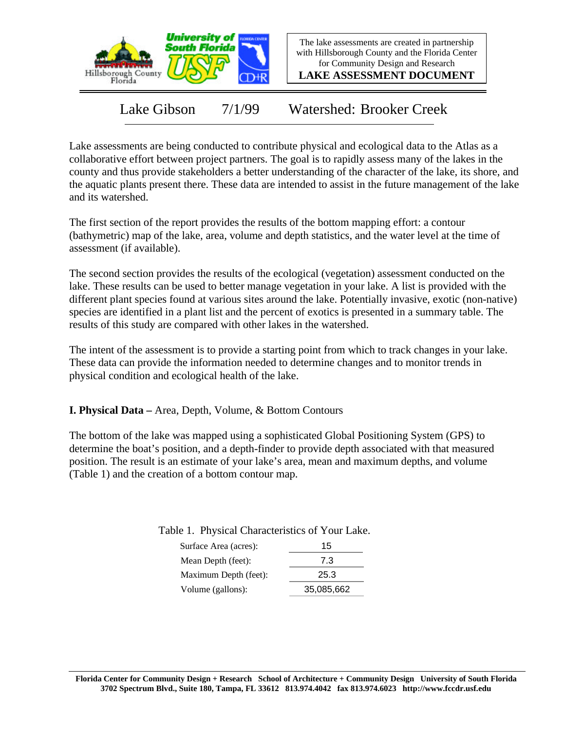The lake assessments are created in partnership with Hillsborough County and the Florida Center for Community Design and Research

**LAKE ASSESSMENT DOCUMENT**

# Lake Gibson 7/1/99 Watershed: Brooker Creek

Lake assessments are being conducted to contribute physical and ecological data to the Atlas as a collaborative effort between project partners. The goal is to rapidly assess many of the lakes in the county and thus provide stakeholders a better understanding of the character of the lake, its shore, and the aquatic plants present there. These data are intended to assist in the future management of the lake and its watershed.

The first section of the report provides the results of the bottom mapping effort: a contour (bathymetric) map of the lake, area, volume and depth statistics, and the water level at the time of assessment (if available).

The second section provides the results of the ecological (vegetation) assessment conducted on the lake. These results can be used to better manage vegetation in your lake. A list is provided with the different plant species found at various sites around the lake. Potentially invasive, exotic (non-native) species are identified in a plant list and the percent of exotics is presented in a summary table. The results of this study are compared with other lakes in the watershed.

The intent of the assessment is to provide a starting point from which to track changes in your lake. These data can provide the information needed to determine changes and to monitor trends in physical condition and ecological health of the lake.

## I. Physical Data – Area, Depth, Volume, & Bottom Contours

The bottom of the lake was mapped using a sophisticated Global Positioning System (GPS) to determine the boat's position, and a depth-finder to provide depth associated with that measured position. The result is an estimate of your lake's area, mean and maximum depths, and volume (Table 1) and the creation of a bottom contour map.

Table 1. Physical Characteristics of Your Lake.

| | |
|---|---|
| Surface Area (acres): | 15 |
| Mean Depth (feet): | 7.3 |
| Maximum Depth (feet): | 25.3 |
| Volume (gallons): | 35,085,662 |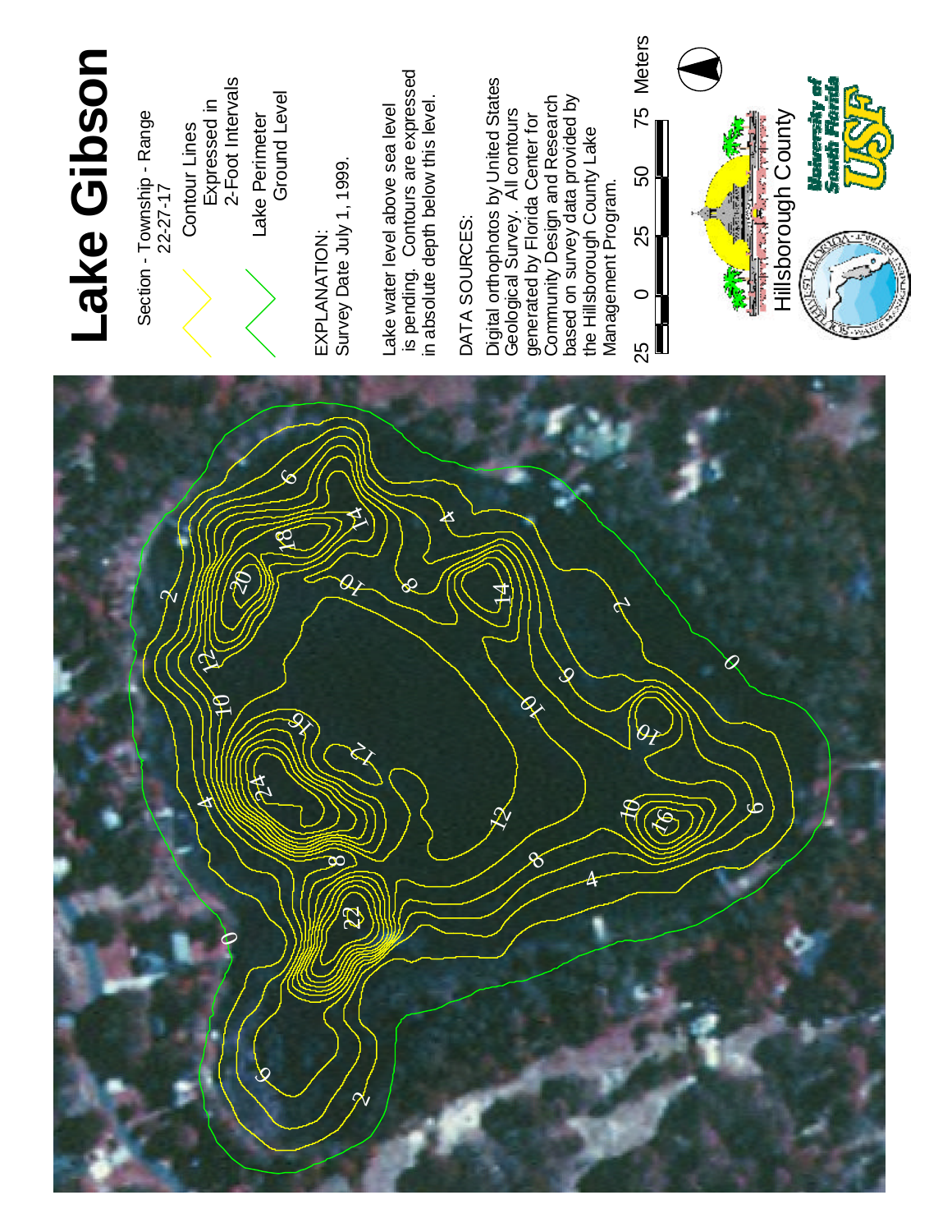# Lake Gibson

Section - Township - Range
22-27-17

Contour Lines
Expressed in
2-Foot Intervals

Lake Perimeter
Ground Level

EXPLANATION:
Survey Date July 1, 1999.

Lake water level above sea level is pending. Contours are expressed in absolute depth below this level.

DATA SOURCES:

Digital orthophotos by United States Geological Survey. All contours generated by Florida Center for Community Design and Research based on survey data provided by the Hillsborough County Lake Management Program.

25 0 25 50 75 Meters

Hillsborough County

University of South Florida USF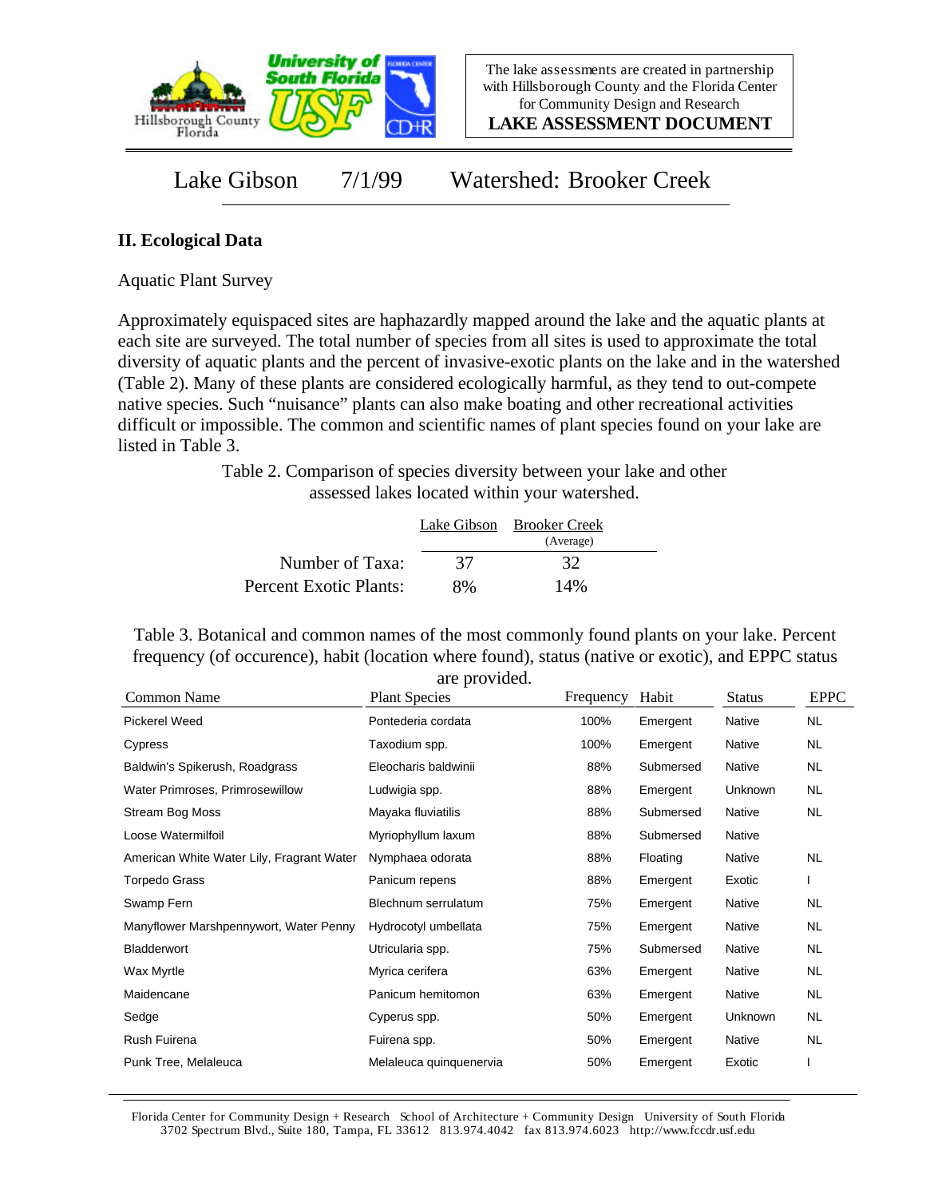Lake Gibson 7/1/99 Watershed: Brooker Creek

## II. Ecological Data

Aquatic Plant Survey

Approximately equispaced sites are haphazardly mapped around the lake and the aquatic plants at each site are surveyed. The total number of species from all sites is used to approximate the total diversity of aquatic plants and the percent of invasive-exotic plants on the lake and in the watershed (Table 2). Many of these plants are considered ecologically harmful, as they tend to out-compete native species. Such "nuisance" plants can also make boating and other recreational activities difficult or impossible. The common and scientific names of plant species found on your lake are listed in Table 3.

Table 2. Comparison of species diversity between your lake and other assessed lakes located within your watershed.

| | Lake Gibson | Brooker Creek (Average) |
|---|---|---|
| Number of Taxa: | 37 | 32 |
| Percent Exotic Plants: | 8% | 14% |

Table 3. Botanical and common names of the most commonly found plants on your lake. Percent frequency (of occurence), habit (location where found), status (native or exotic), and EPPC status are provided.

| Common Name | Plant Species | Frequency | Habit | Status | EPPC |
|---|---|---|---|---|---|
| Pickerel Weed | Pontederia cordata | 100% | Emergent | Native | NL |
| Cypress | Taxodium spp. | 100% | Emergent | Native | NL |
| Baldwin's Spikerush, Roadgrass | Eleocharis baldwinii | 88% | Submersed | Native | NL |
| Water Primroses, Primrosewillow | Ludwigia spp. | 88% | Emergent | Unknown | NL |
| Stream Bog Moss | Mayaka fluviatilis | 88% | Submersed | Native | NL |
| Loose Watermilfoil | Myriophyllum laxum | 88% | Submersed | Native | |
| American White Water Lily, Fragrant Water | Nymphaea odorata | 88% | Floating | Native | NL |
| Torpedo Grass | Panicum repens | 88% | Emergent | Exotic | I |
| Swamp Fern | Blechnum serrulatum | 75% | Emergent | Native | NL |
| Manyflower Marshpennywort, Water Penny | Hydrocotyl umbellata | 75% | Emergent | Native | NL |
| Bladderwort | Utricularia spp. | 75% | Submersed | Native | NL |
| Wax Myrtle | Myrica cerifera | 63% | Emergent | Native | NL |
| Maidencane | Panicum hemitomon | 63% | Emergent | Native | NL |
| Sedge | Cyperus spp. | 50% | Emergent | Unknown | NL |
| Rush Fuirena | Fuirena spp. | 50% | Emergent | Native | NL |
| Punk Tree, Melaleuca | Melaleuca quinquenervia | 50% | Emergent | Exotic | I |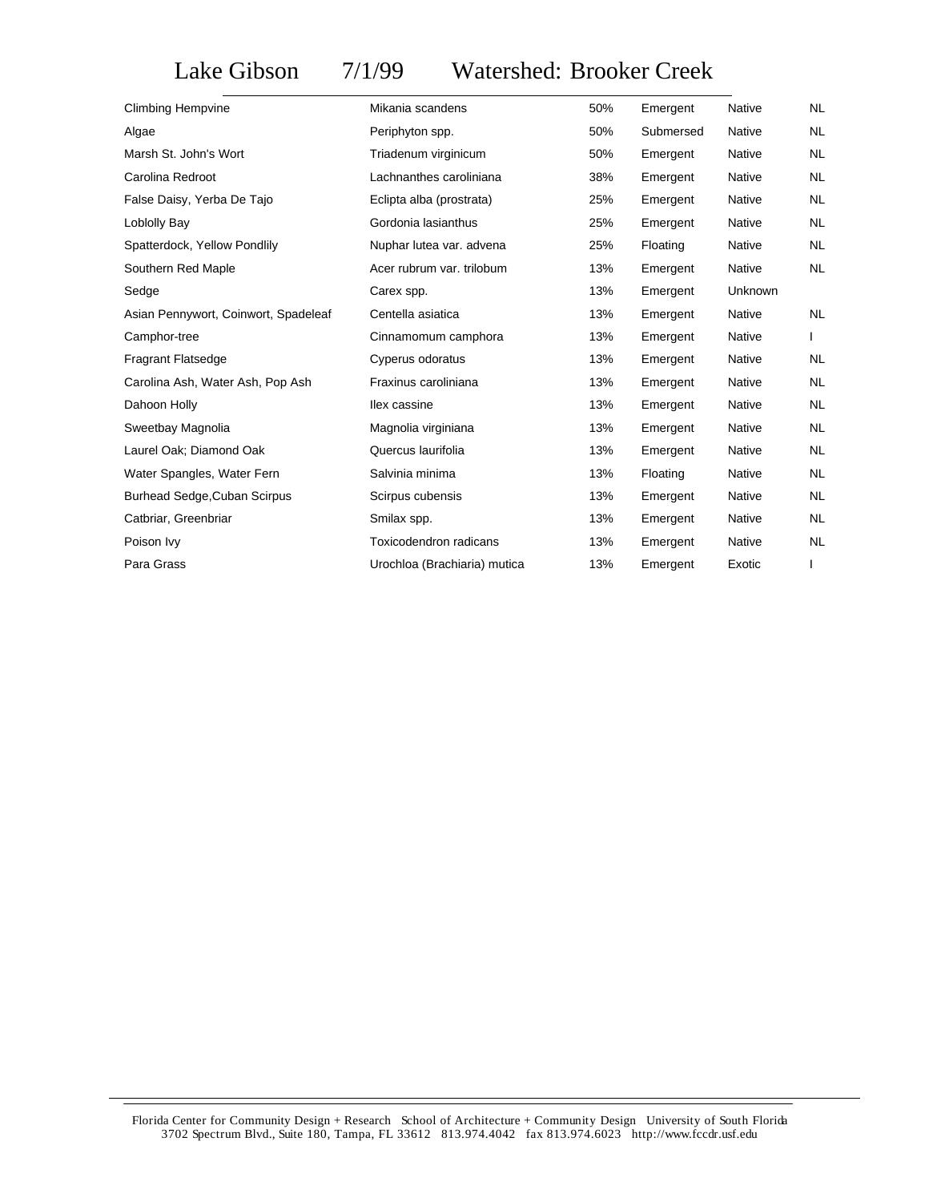# Lake Gibson 7/1/99 Watershed: Brooker Creek

| Common Name | Scientific Name | Cover | Type | Origin | Status |
|---|---|---|---|---|---|
| Climbing Hempvine | Mikania scandens | 50% | Emergent | Native | NL |
| Algae | Periphyton spp. | 50% | Submersed | Native | NL |
| Marsh St. John's Wort | Triadenum virginicum | 50% | Emergent | Native | NL |
| Carolina Redroot | Lachnanthes caroliniana | 38% | Emergent | Native | NL |
| False Daisy, Yerba De Tajo | Eclipta alba (prostrata) | 25% | Emergent | Native | NL |
| Loblolly Bay | Gordonia lasianthus | 25% | Emergent | Native | NL |
| Spatterdock, Yellow Pondlily | Nuphar lutea var. advena | 25% | Floating | Native | NL |
| Southern Red Maple | Acer rubrum var. trilobum | 13% | Emergent | Native | NL |
| Sedge | Carex spp. | 13% | Emergent | Unknown | |
| Asian Pennywort, Coinwort, Spadeleaf | Centella asiatica | 13% | Emergent | Native | NL |
| Camphor-tree | Cinnamomum camphora | 13% | Emergent | Native | I |
| Fragrant Flatsedge | Cyperus odoratus | 13% | Emergent | Native | NL |
| Carolina Ash, Water Ash, Pop Ash | Fraxinus caroliniana | 13% | Emergent | Native | NL |
| Dahoon Holly | Ilex cassine | 13% | Emergent | Native | NL |
| Sweetbay Magnolia | Magnolia virginiana | 13% | Emergent | Native | NL |
| Laurel Oak; Diamond Oak | Quercus laurifolia | 13% | Emergent | Native | NL |
| Water Spangles, Water Fern | Salvinia minima | 13% | Floating | Native | NL |
| Burhead Sedge,Cuban Scirpus | Scirpus cubensis | 13% | Emergent | Native | NL |
| Catbriar, Greenbriar | Smilax spp. | 13% | Emergent | Native | NL |
| Poison Ivy | Toxicodendron radicans | 13% | Emergent | Native | NL |
| Para Grass | Urochloa (Brachiaria) mutica | 13% | Emergent | Exotic | I |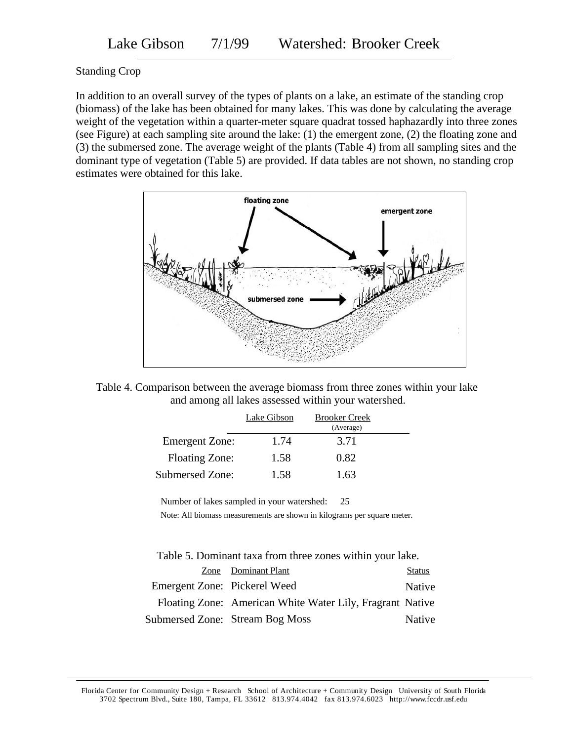Lake Gibson 7/1/99 Watershed: Brooker Creek

Standing Crop

In addition to an overall survey of the types of plants on a lake, an estimate of the standing crop (biomass) of the lake has been obtained for many lakes. This was done by calculating the average weight of the vegetation within a quarter-meter square quadrat tossed haphazardly into three zones (see Figure) at each sampling site around the lake: (1) the emergent zone, (2) the floating zone and (3) the submersed zone. The average weight of the plants (Table 4) from all sampling sites and the dominant type of vegetation (Table 5) are provided. If data tables are not shown, no standing crop estimates were obtained for this lake.

floating zone

emergent zone

submersed zone

Table 4. Comparison between the average biomass from three zones within your lake and among all lakes assessed within your watershed.

| | Lake Gibson | Brooker Creek (Average) |
|---|---|---|
| Emergent Zone: | 1.74 | 3.71 |
| Floating Zone: | 1.58 | 0.82 |
| Submersed Zone: | 1.58 | 1.63 |

Number of lakes sampled in your watershed: 25

Note: All biomass measurements are shown in kilograms per square meter.

Table 5. Dominant taxa from three zones within your lake.

| Zone | Dominant Plant | Status |
|---|---|---|
| Emergent Zone: | Pickerel Weed | Native |
| Floating Zone: | American White Water Lily, Fragrant | Native |
| Submersed Zone: | Stream Bog Moss | Native |